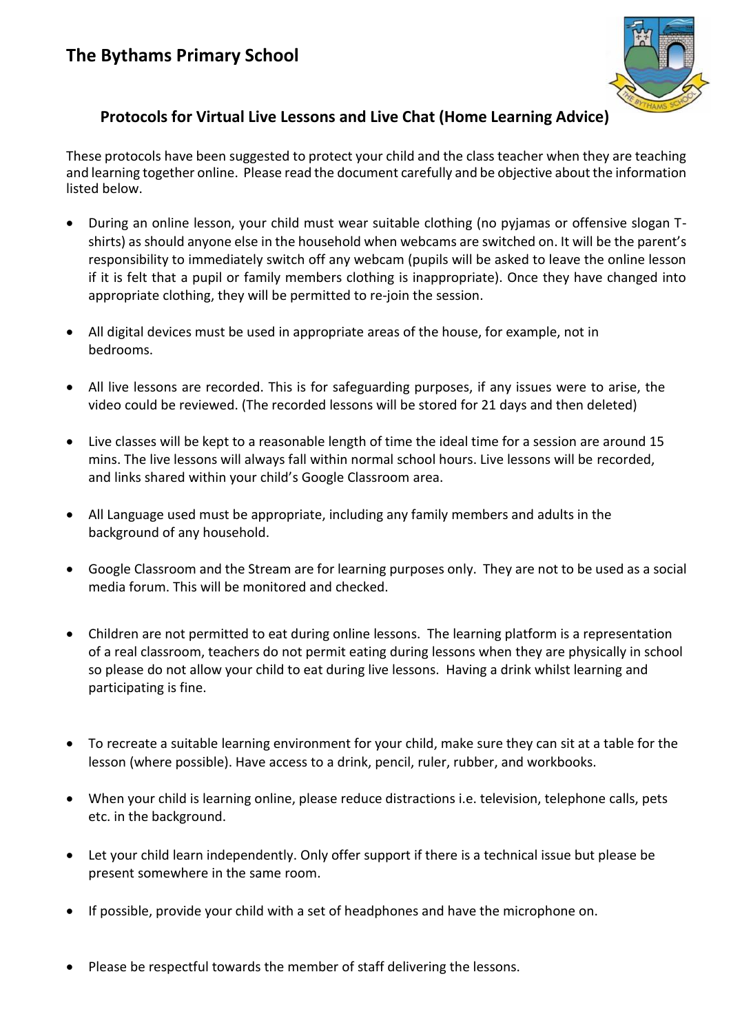# The Bythams Primary School

## Protocols for Virtual Live Lessons and Live Chat (Home Learning Advice)

These protocols have been suggested to protect your child and the class teacher when they are teaching and learning together online. Please read the document carefully and be objective about the information listed below.

- During an online lesson, your child must wear suitable clothing (no pyjamas or offensive slogan T-shirts) as should anyone else in the household when webcams are switched on. It will be the parent's responsibility to immediately switch off any webcam (pupils will be asked to leave the online lesson if it is felt that a pupil or family members clothing is inappropriate). Once they have changed into appropriate clothing, they will be permitted to re-join the session.

- All digital devices must be used in appropriate areas of the house, for example, not in bedrooms.

- All live lessons are recorded. This is for safeguarding purposes, if any issues were to arise, the video could be reviewed. (The recorded lessons will be stored for 21 days and then deleted)

- Live classes will be kept to a reasonable length of time the ideal time for a session are around 15 mins. The live lessons will always fall within normal school hours. Live lessons will be recorded, and links shared within your child's Google Classroom area.

- All Language used must be appropriate, including any family members and adults in the background of any household.

- Google Classroom and the Stream are for learning purposes only. They are not to be used as a social media forum. This will be monitored and checked.

- Children are not permitted to eat during online lessons. The learning platform is a representation of a real classroom, teachers do not permit eating during lessons when they are physically in school so please do not allow your child to eat during live lessons. Having a drink whilst learning and participating is fine.

- To recreate a suitable learning environment for your child, make sure they can sit at a table for the lesson (where possible). Have access to a drink, pencil, ruler, rubber, and workbooks.

- When your child is learning online, please reduce distractions i.e. television, telephone calls, pets etc. in the background.

- Let your child learn independently. Only offer support if there is a technical issue but please be present somewhere in the same room.

- If possible, provide your child with a set of headphones and have the microphone on.

- Please be respectful towards the member of staff delivering the lessons.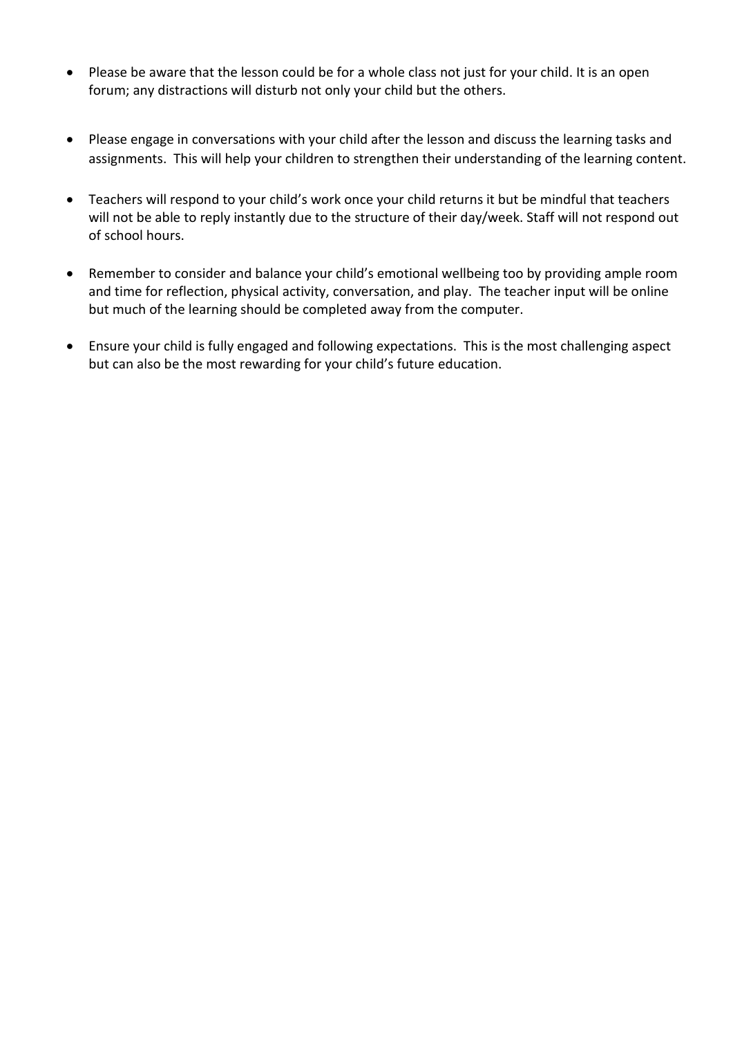- Please be aware that the lesson could be for a whole class not just for your child. It is an open forum; any distractions will disturb not only your child but the others.

- Please engage in conversations with your child after the lesson and discuss the learning tasks and assignments. This will help your children to strengthen their understanding of the learning content.

- Teachers will respond to your child's work once your child returns it but be mindful that teachers will not be able to reply instantly due to the structure of their day/week. Staff will not respond out of school hours.

- Remember to consider and balance your child's emotional wellbeing too by providing ample room and time for reflection, physical activity, conversation, and play. The teacher input will be online but much of the learning should be completed away from the computer.

- Ensure your child is fully engaged and following expectations. This is the most challenging aspect but can also be the most rewarding for your child's future education.